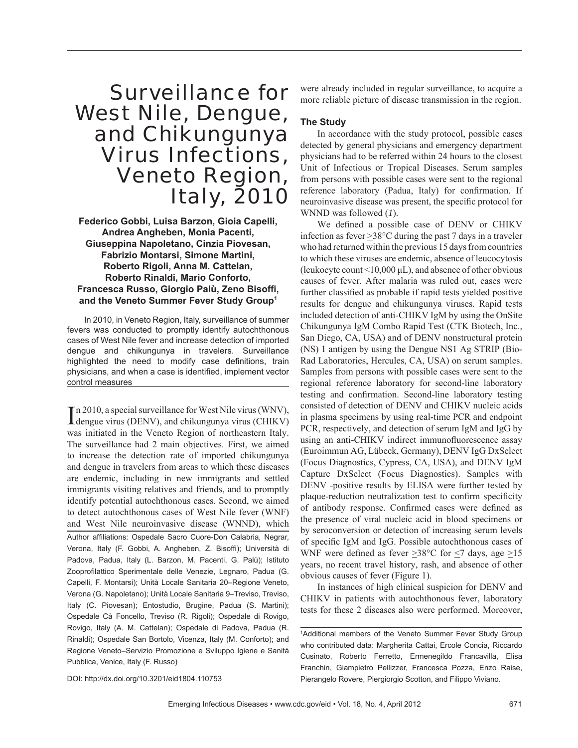# Surveillance for West Nile, Dengue, and Chikungunya Virus Infections, Veneto Region, Italy, 2010

**Federico Gobbi, Luisa Barzon, Gioia Capelli, Andrea Angheben, Monia Pacenti, Giuseppina Napoletano, Cinzia Piovesan, Fabrizio Montarsi, Simone Martini, Roberto Rigoli, Anna M. Cattelan, Roberto Rinaldi, Mario Conforto, Francesca Russo, Giorgio Palù, Zeno Bisoffi, and the Veneto Summer Fever Study Group[1]**

In 2010, in Veneto Region, Italy, surveillance of summer fevers was conducted to promptly identify autochthonous cases of West Nile fever and increase detection of imported dengue and chikungunya in travelers. Surveillance highlighted the need to modify case definitions, train physicians, and when a case is identified, implement vector control measures

In 2010, a special surveillance for West Nile virus (WNV), dengue virus (DENV), and chikungunya virus (CHIKV) was initiated in the Veneto Region of northeastern Italy. The surveillance had 2 main objectives. First, we aimed to increase the detection rate of imported chikungunya and dengue in travelers from areas to which these diseases are endemic, including in new immigrants and settled immigrants visiting relatives and friends, and to promptly identify potential autochthonous cases. Second, we aimed to detect autochthonous cases of West Nile fever (WNF) and West Nile neuroinvasive disease (WNND), which were already included in regular surveillance, to acquire a more reliable picture of disease transmission in the region.

Author affiliations: Ospedale Sacro Cuore-Don Calabria, Negrar, Verona, Italy (F. Gobbi, A. Angheben, Z. Bisoffi); Università di Padova, Padua, Italy (L. Barzon, M. Pacenti, G. Palù); Istituto Zooprofilattico Sperimentale delle Venezie, Legnaro, Padua (G. Capelli, F. Montarsi); Unità Locale Sanitaria 20–Regione Veneto, Verona (G. Napoletano); Unità Locale Sanitaria 9–Treviso, Treviso, Italy (C. Piovesan); Entostudio, Brugine, Padua (S. Martini); Ospedale Cà Foncello, Treviso (R. Rigoli); Ospedale di Rovigo, Rovigo, Italy (A. M. Cattelan); Ospedale di Padova, Padua (R. Rinaldi); Ospedale San Bortolo, Vicenza, Italy (M. Conforto); and Regione Veneto–Servizio Promozione e Sviluppo Igiene e Sanità Pubblica, Venice, Italy (F. Russo)

DOI: http://dx.doi.org/10.3201/eid1804.110753

## The Study

In accordance with the study protocol, possible cases detected by general physicians and emergency department physicians had to be referred within 24 hours to the closest Unit of Infectious or Tropical Diseases. Serum samples from persons with possible cases were sent to the regional reference laboratory (Padua, Italy) for confirmation. If neuroinvasive disease was present, the specific protocol for WNND was followed (*1*).

We defined a possible case of DENV or CHIKV infection as fever $\geq$38°C during the past 7 days in a traveler who had returned within the previous 15 days from countries to which these viruses are endemic, absence of leucocytosis (leukocyte count <10,000 μL), and absence of other obvious causes of fever. After malaria was ruled out, cases were further classified as probable if rapid tests yielded positive results for dengue and chikungunya viruses. Rapid tests included detection of anti-CHIKV IgM by using the OnSite Chikungunya IgM Combo Rapid Test (CTK Biotech, Inc., San Diego, CA, USA) and of DENV nonstructural protein (NS) 1 antigen by using the Dengue NS1 Ag STRIP (Bio-Rad Laboratories, Hercules, CA, USA) on serum samples. Samples from persons with possible cases were sent to the regional reference laboratory for second-line laboratory testing and confirmation. Second-line laboratory testing consisted of detection of DENV and CHIKV nucleic acids in plasma specimens by using real-time PCR and endpoint PCR, respectively, and detection of serum IgM and IgG by using an anti-CHIKV indirect immunofluorescence assay (Euroimmun AG, Lübeck, Germany), DENV IgG DxSelect (Focus Diagnostics, Cypress, CA, USA), and DENV IgM Capture DxSelect (Focus Diagnostics). Samples with DENV -positive results by ELISA were further tested by plaque-reduction neutralization test to confirm specificity of antibody response. Confirmed cases were defined as the presence of viral nucleic acid in blood specimens or by seroconversion or detection of increasing serum levels of specific IgM and IgG. Possible autochthonous cases of WNF were defined as fever $\geq$38°C for $\leq$7 days, age $\geq$15 years, no recent travel history, rash, and absence of other obvious causes of fever (Figure 1).

In instances of high clinical suspicion for DENV and CHIKV in patients with autochthonous fever, laboratory tests for these 2 diseases also were performed. Moreover,

[1]Additional members of the Veneto Summer Fever Study Group who contributed data: Margherita Cattai, Ercole Concia, Riccardo Cusinato, Roberto Ferretto, Ermenegildo Francavilla, Elisa Franchin, Giampietro Pellizzer, Francesca Pozza, Enzo Raise, Pierangelo Rovere, Piergiorgio Scotton, and Filippo Viviano.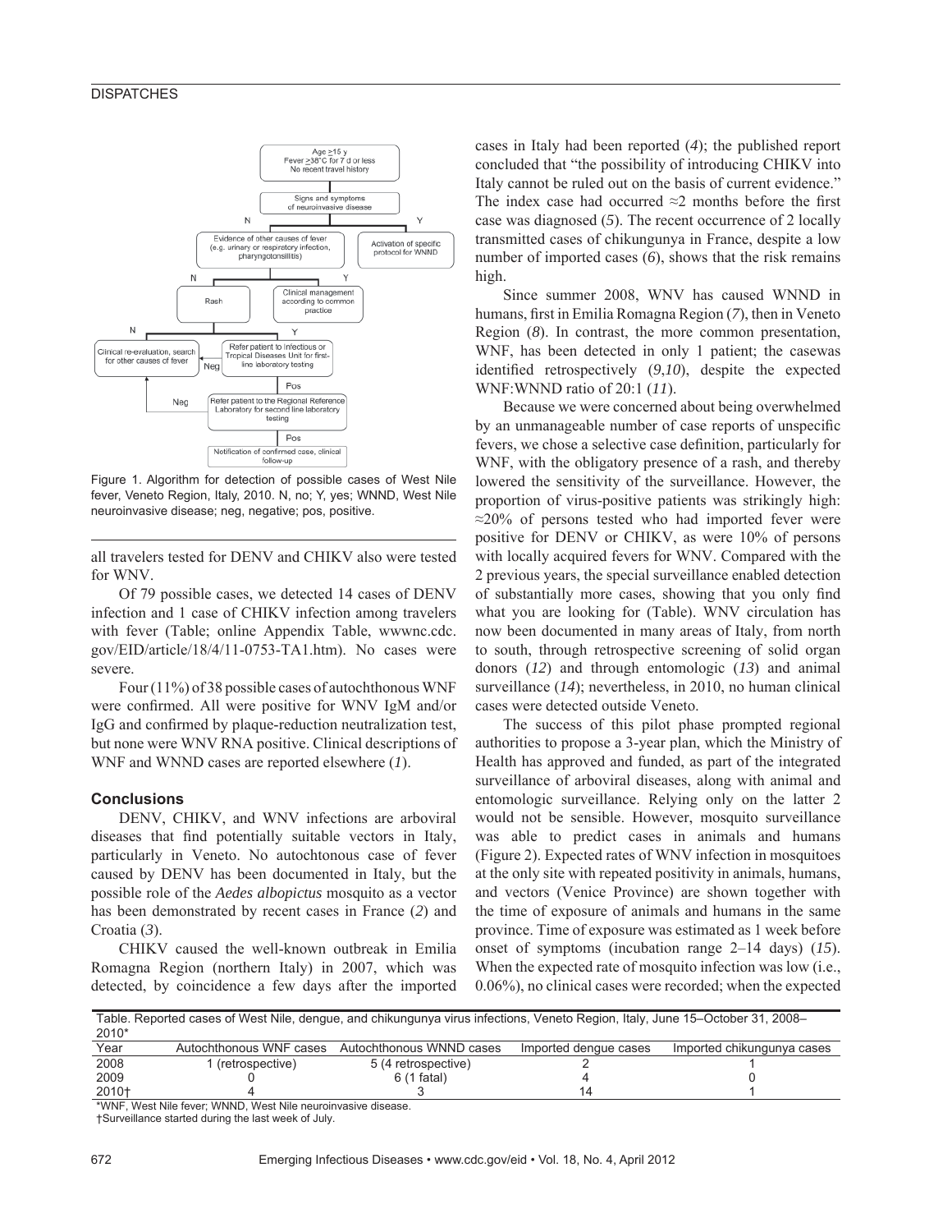Figure 1. Algorithm for detection of possible cases of West Nile fever, Veneto Region, Italy, 2010. N, no; Y, yes; WNND, West Nile neuroinvasive disease; neg, negative; pos, positive.

all travelers tested for DENV and CHIKV also were tested for WNV.

Of 79 possible cases, we detected 14 cases of DENV infection and 1 case of CHIKV infection among travelers with fever (Table; online Appendix Table, wwwnc.cdc.gov/EID/article/18/4/11-0753-TA1.htm). No cases were severe.

Four (11%) of 38 possible cases of autochthonous WNF were confirmed. All were positive for WNV IgM and/or IgG and confirmed by plaque-reduction neutralization test, but none were WNV RNA positive. Clinical descriptions of WNF and WNND cases are reported elsewhere (*1*).

## Conclusions

DENV, CHIKV, and WNV infections are arboviral diseases that find potentially suitable vectors in Italy, particularly in Veneto. No autochtonous case of fever caused by DENV has been documented in Italy, but the possible role of the *Aedes albopictus* mosquito as a vector has been demonstrated by recent cases in France (*2*) and Croatia (*3*).

CHIKV caused the well-known outbreak in Emilia Romagna Region (northern Italy) in 2007, which was detected, by coincidence a few days after the imported cases in Italy had been reported (*4*); the published report concluded that "the possibility of introducing CHIKV into Italy cannot be ruled out on the basis of current evidence." The index case had occurred ≈2 months before the first case was diagnosed (*5*). The recent occurrence of 2 locally transmitted cases of chikungunya in France, despite a low number of imported cases (*6*), shows that the risk remains high.

Since summer 2008, WNV has caused WNND in humans, first in Emilia Romagna Region (*7*), then in Veneto Region (*8*). In contrast, the more common presentation, WNF, has been detected in only 1 patient; the casewas identified retrospectively (*9*,*10*), despite the expected WNF:WNND ratio of 20:1 (*11*).

Because we were concerned about being overwhelmed by an unmanageable number of case reports of unspecific fevers, we chose a selective case definition, particularly for WNF, with the obligatory presence of a rash, and thereby lowered the sensitivity of the surveillance. However, the proportion of virus-positive patients was strikingly high: ≈20% of persons tested who had imported fever were positive for DENV or CHIKV, as were 10% of persons with locally acquired fevers for WNV. Compared with the 2 previous years, the special surveillance enabled detection of substantially more cases, showing that you only find what you are looking for (Table). WNV circulation has now been documented in many areas of Italy, from north to south, through retrospective screening of solid organ donors (*12*) and through entomologic (*13*) and animal surveillance (*14*); nevertheless, in 2010, no human clinical cases were detected outside Veneto.

The success of this pilot phase prompted regional authorities to propose a 3-year plan, which the Ministry of Health has approved and funded, as part of the integrated surveillance of arboviral diseases, along with animal and entomologic surveillance. Relying only on the latter 2 would not be sensible. However, mosquito surveillance was able to predict cases in animals and humans (Figure 2). Expected rates of WNV infection in mosquitoes at the only site with repeated positivity in animals, humans, and vectors (Venice Province) are shown together with the time of exposure of animals and humans in the same province. Time of exposure was estimated as 1 week before onset of symptoms (incubation range 2–14 days) (*15*). When the expected rate of mosquito infection was low (i.e., 0.06%), no clinical cases were recorded; when the expected

Table. Reported cases of West Nile, dengue, and chikungunya virus infections, Veneto Region, Italy, June 15–October 31, 2008–2010*

| Year | Autochthonous WNF cases | Autochthonous WNND cases | Imported dengue cases | Imported chikungunya cases |
|---|---|---|---|---|
| 2008 | 1 (retrospective) | 5 (4 retrospective) | 2 | 1 |
| 2009 | 0 | 6 (1 fatal) | 4 | 0 |
| 2010† | 4 | 3 | 14 | 1 |

*WNF, West Nile fever; WNND, West Nile neuroinvasive disease.
†Surveillance started during the last week of July.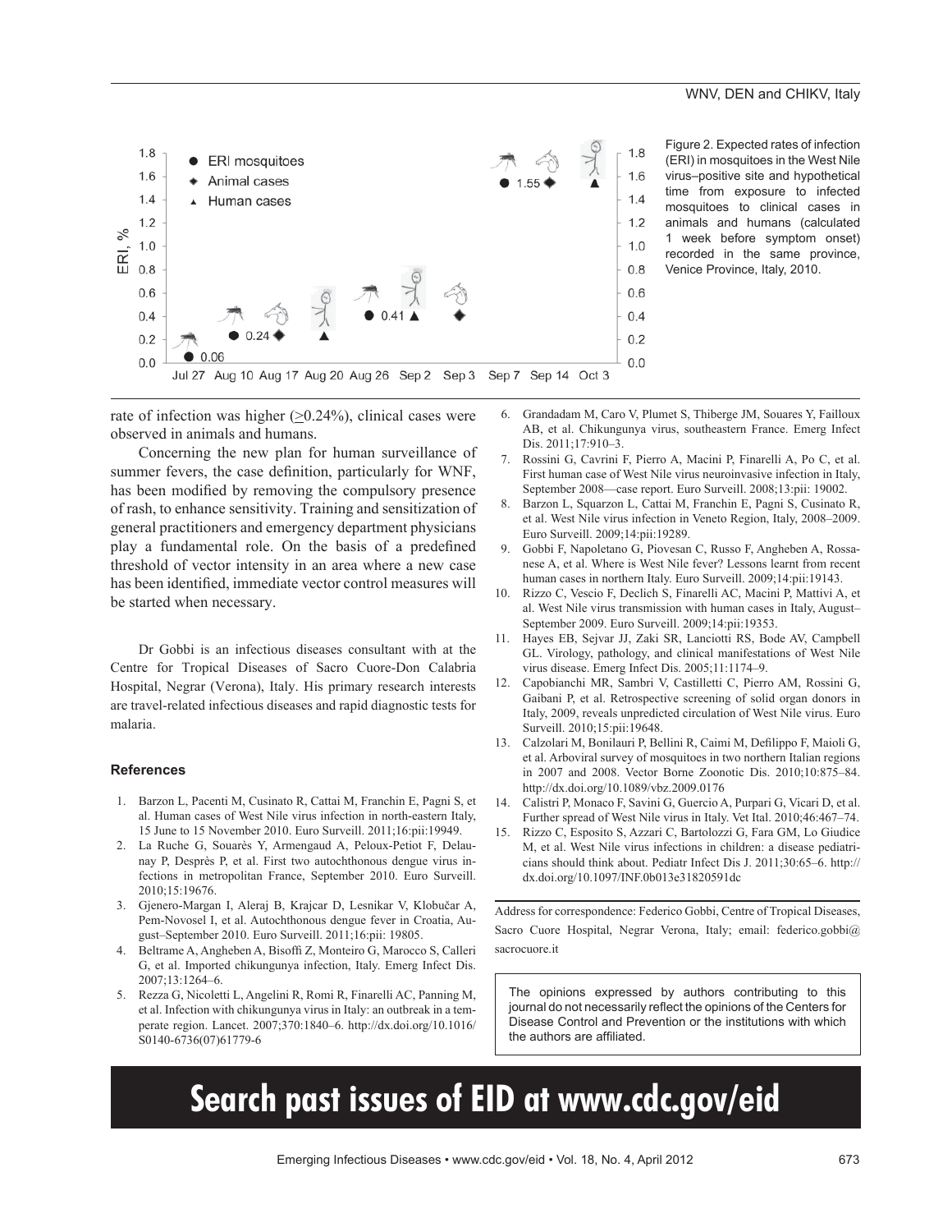1.8

● ERI mosquitoes

◆ Animal cases

▲ Human cases

ERI, %

0.06

0.24

0.41

1.55

Jul 27 Aug 10 Aug 17 Aug 20 Aug 26 Sep 2 Sep 3 Sep 7 Sep 14 Oct 3

Figure 2. Expected rates of infection (ERI) in mosquitoes in the West Nile virus–positive site and hypothetical time from exposure to infected mosquitoes to clinical cases in animals and humans (calculated 1 week before symptom onset) recorded in the same province, Venice Province, Italy, 2010.

rate of infection was higher (≥0.24%), clinical cases were observed in animals and humans.

Concerning the new plan for human surveillance of summer fevers, the case definition, particularly for WNF, has been modified by removing the compulsory presence of rash, to enhance sensitivity. Training and sensitization of general practitioners and emergency department physicians play a fundamental role. On the basis of a predefined threshold of vector intensity in an area where a new case has been identified, immediate vector control measures will be started when necessary.

Dr Gobbi is an infectious diseases consultant with at the Centre for Tropical Diseases of Sacro Cuore-Don Calabria Hospital, Negrar (Verona), Italy. His primary research interests are travel-related infectious diseases and rapid diagnostic tests for malaria.

### References

1. Barzon L, Pacenti M, Cusinato R, Cattai M, Franchin E, Pagni S, et al. Human cases of West Nile virus infection in north-eastern Italy, 15 June to 15 November 2010. Euro Surveill. 2011;16:pii:19949.
2. La Ruche G, Souarès Y, Armengaud A, Peloux-Petiot F, Delaunay P, Desprès P, et al. First two autochthonous dengue virus infections in metropolitan France, September 2010. Euro Surveill. 2010;15:19676.
3. Gjenero-Margan I, Aleraj B, Krajcar D, Lesnikar V, Klobučar A, Pem-Novosel I, et al. Autochthonous dengue fever in Croatia, August–September 2010. Euro Surveill. 2011;16:pii: 19805.
4. Beltrame A, Angheben A, Bisoffi Z, Monteiro G, Marocco S, Calleri G, et al. Imported chikungunya infection, Italy. Emerg Infect Dis. 2007;13:1264–6.
5. Rezza G, Nicoletti L, Angelini R, Romi R, Finarelli AC, Panning M, et al. Infection with chikungunya virus in Italy: an outbreak in a temperate region. Lancet. 2007;370:1840–6. http://dx.doi.org/10.1016/S0140-6736(07)61779-6
6. Grandadam M, Caro V, Plumet S, Thiberge JM, Souares Y, Failloux AB, et al. Chikungunya virus, southeastern France. Emerg Infect Dis. 2011;17:910–3.
7. Rossini G, Cavrini F, Pierro A, Macini P, Finarelli A, Po C, et al. First human case of West Nile virus neuroinvasive infection in Italy, September 2008—case report. Euro Surveill. 2008;13:pii: 19002.
8. Barzon L, Squarzon L, Cattai M, Franchin E, Pagni S, Cusinato R, et al. West Nile virus infection in Veneto Region, Italy, 2008–2009. Euro Surveill. 2009;14:pii:19289.
9. Gobbi F, Napoletano G, Piovesan C, Russo F, Angheben A, Rossanese A, et al. Where is West Nile fever? Lessons learnt from recent human cases in northern Italy. Euro Surveill. 2009;14:pii:19143.
10. Rizzo C, Vescio F, Declich S, Finarelli AC, Macini P, Mattivi A, et al. West Nile virus transmission with human cases in Italy, August–September 2009. Euro Surveill. 2009;14:pii:19353.
11. Hayes EB, Sejvar JJ, Zaki SR, Lanciotti RS, Bode AV, Campbell GL. Virology, pathology, and clinical manifestations of West Nile virus disease. Emerg Infect Dis. 2005;11:1174–9.
12. Capobianchi MR, Sambri V, Castilletti C, Pierro AM, Rossini G, Gaibani P, et al. Retrospective screening of solid organ donors in Italy, 2009, reveals unpredicted circulation of West Nile virus. Euro Surveill. 2010;15:pii:19648.
13. Calzolari M, Bonilauri P, Bellini R, Caimi M, Defilippo F, Maioli G, et al. Arboviral survey of mosquitoes in two northern Italian regions in 2007 and 2008. Vector Borne Zoonotic Dis. 2010;10:875–84. http://dx.doi.org/10.1089/vbz.2009.0176
14. Calistri P, Monaco F, Savini G, Guercio A, Purpari G, Vicari D, et al. Further spread of West Nile virus in Italy. Vet Ital. 2010;46:467–74.
15. Rizzo C, Esposito S, Azzari C, Bartolozzi G, Fara GM, Lo Giudice M, et al. West Nile virus infections in children: a disease pediatricians should think about. Pediatr Infect Dis J. 2011;30:65–6. http://dx.doi.org/10.1097/INF.0b013e31820591dc

Address for correspondence: Federico Gobbi, Centre of Tropical Diseases, Sacro Cuore Hospital, Negrar Verona, Italy; email: federico.gobbi@sacrocuore.it

The opinions expressed by authors contributing to this journal do not necessarily reflect the opinions of the Centers for Disease Control and Prevention or the institutions with which the authors are affiliated.

**Search past issues of EID at www.cdc.gov/eid**